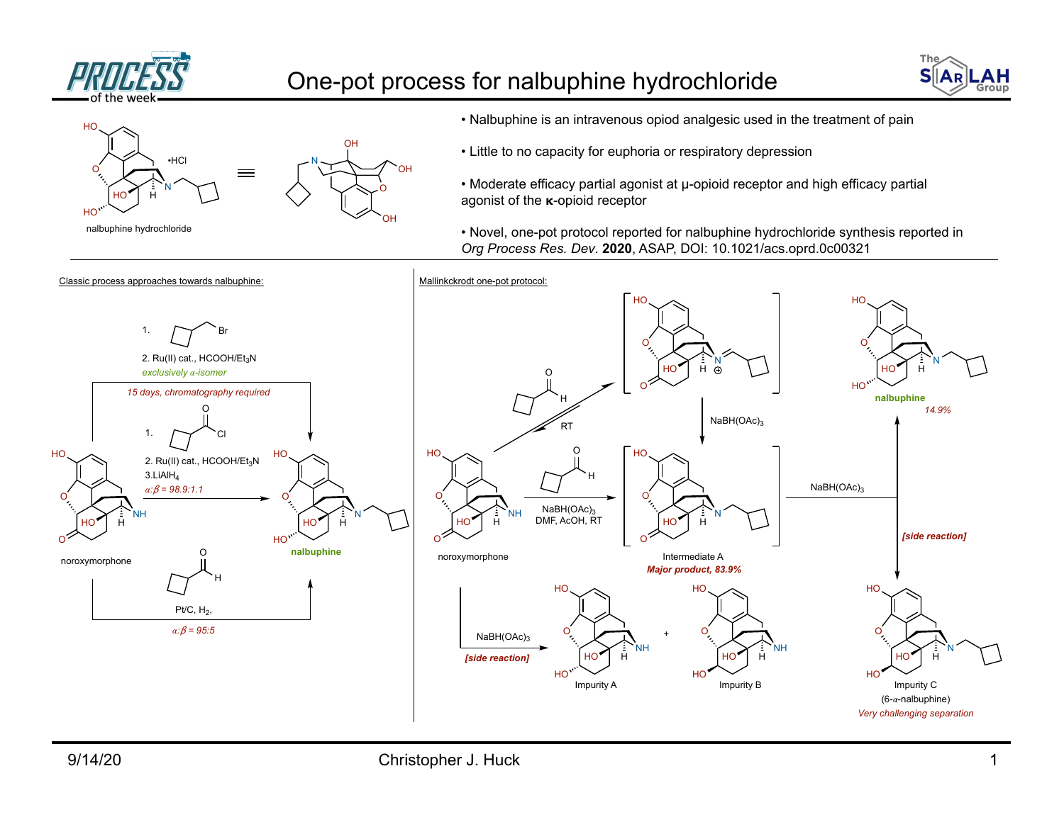# One-pot process for nalbuphine hydrochloride

nalbuphine hydrochloride

- Nalbuphine is an intravenous opiod analgesic used in the treatment of pain
- Little to no capacity for euphoria or respiratory depression
- Moderate efficacy partial agonist at μ-opioid receptor and high efficacy partial agonist of the **κ**-opioid receptor
- Novel, one-pot protocol reported for nalbuphine hydrochloride synthesis reported in *Org Process Res. Dev*. **2020**, ASAP, DOI: 10.1021/acs.oprd.0c00321

## Classic process approaches towards nalbuphine:

noroxymorphone → nalbuphine

1. (bromomethyl)cyclobutane
2. Ru(II) cat., HCOOH/$Et_3N$

*exclusively α-isomer*

*15 days, chromatography required*

1. cyclobutanecarbonyl chloride
2. Ru(II) cat., HCOOH/$Et_3N$
3. $LiAlH_4$

*α:β = 98.9:1.1*

cyclobutanecarbaldehyde, Pt/C, $H_2$,

*α:β = 95:5*

## Mallinckrodt one-pot protocol:

noroxymorphone + cyclobutanecarbaldehyde, RT (iminium intermediate) → $NaBH(OAc)_3$ → Intermediate A

noroxymorphone + cyclobutanecarbaldehyde, $NaBH(OAc)_3$, DMF, AcOH, RT → Intermediate A

Intermediate A — *Major product, 83.9%*

Intermediate A, $NaBH(OAc)_3$ → nalbuphine *14.9%*

**[side reaction]** → Impurity C (6-α-nalbuphine) — *Very challenging separation*

$NaBH(OAc)_3$ **[side reaction]** → Impurity A + Impurity B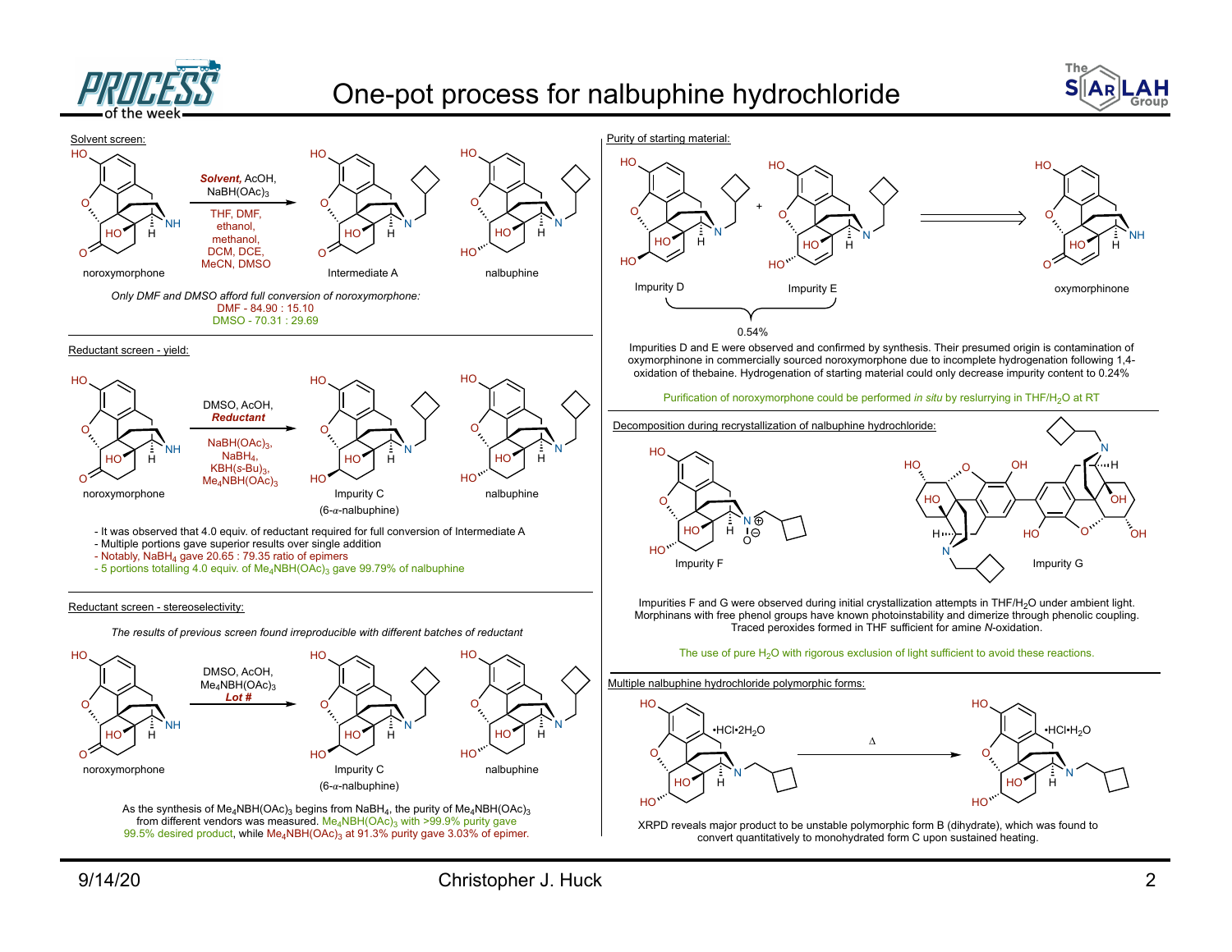# One-pot process for nalbuphine hydrochloride

## Solvent screen:

noroxymorphone → (*Solvent*, AcOH, $NaBH(OAc)_3$; THF, DMF, ethanol, methanol, DCM, DCE, MeCN, DMSO) → Intermediate A, nalbuphine

*Only DMF and DMSO afford full conversion of noroxymorphone:*

DMF - 84.90 : 15.10

DMSO - 70.31 : 29.69

## Reductant screen - yield:

noroxymorphone → (DMSO, AcOH, *Reductant*; $NaBH(OAc)_3$, $NaBH_4$, $KBH(s\text{-}Bu)_3$, $Me_4NBH(OAc)_3$) → Impurity C (6-α-nalbuphine), nalbuphine

- It was observed that 4.0 equiv. of reductant required for full conversion of Intermediate A
- Multiple portions gave superior results over single addition
- Notably, $NaBH_4$ gave 20.65 : 79.35 ratio of epimers
- 5 portions totalling 4.0 equiv. of $Me_4NBH(OAc)_3$ gave 99.79% of nalbuphine

## Reductant screen - stereoselectivity:

*The results of previous screen found irreproducible with different batches of reductant*

noroxymorphone → (DMSO, AcOH, $Me_4NBH(OAc)_3$ *Lot #*) → Impurity C (6-α-nalbuphine), nalbuphine

As the synthesis of $Me_4NBH(OAc)_3$ begins from $NaBH_4$, the purity of $Me_4NBH(OAc)_3$ from different vendors was measured. $Me_4NBH(OAc)_3$ with >99.9% purity gave 99.5% desired product, while $Me_4NBH(OAc)_3$ at 91.3% purity gave 3.03% of epimer.

## Purity of starting material:

Impurity D + Impurity E (0.54%) ⇒ oxymorphinone

Impurities D and E were observed and confirmed by synthesis. Their presumed origin is contamination of oxymorphinone in commercially sourced noroxymorphone due to incomplete hydrogenation following 1,4-oxidation of thebaine. Hydrogenation of starting material could only decrease impurity content to 0.24%

Purification of noroxymorphone could be performed *in situ* by reslurrying in THF/$H_2O$ at RT

## Decomposition during recrystallization of nalbuphine hydrochloride:

Impurity F, Impurity G

Impurities F and G were observed during initial crystallization attempts in THF/$H_2O$ under ambient light. Morphinans with free phenol groups have known photoinstability and dimerize through phenolic coupling. Traced peroxides formed in THF sufficient for amine *N*-oxidation.

The use of pure $H_2O$ with rigorous exclusion of light sufficient to avoid these reactions.

## Multiple nalbuphine hydrochloride polymorphic forms:

•HCl•2$H_2O$ → (Δ) → •HCl•$H_2O$

XRPD reveals major product to be unstable polymorphic form B (dihydrate), which was found to convert quantitatively to monohydrated form C upon sustained heating.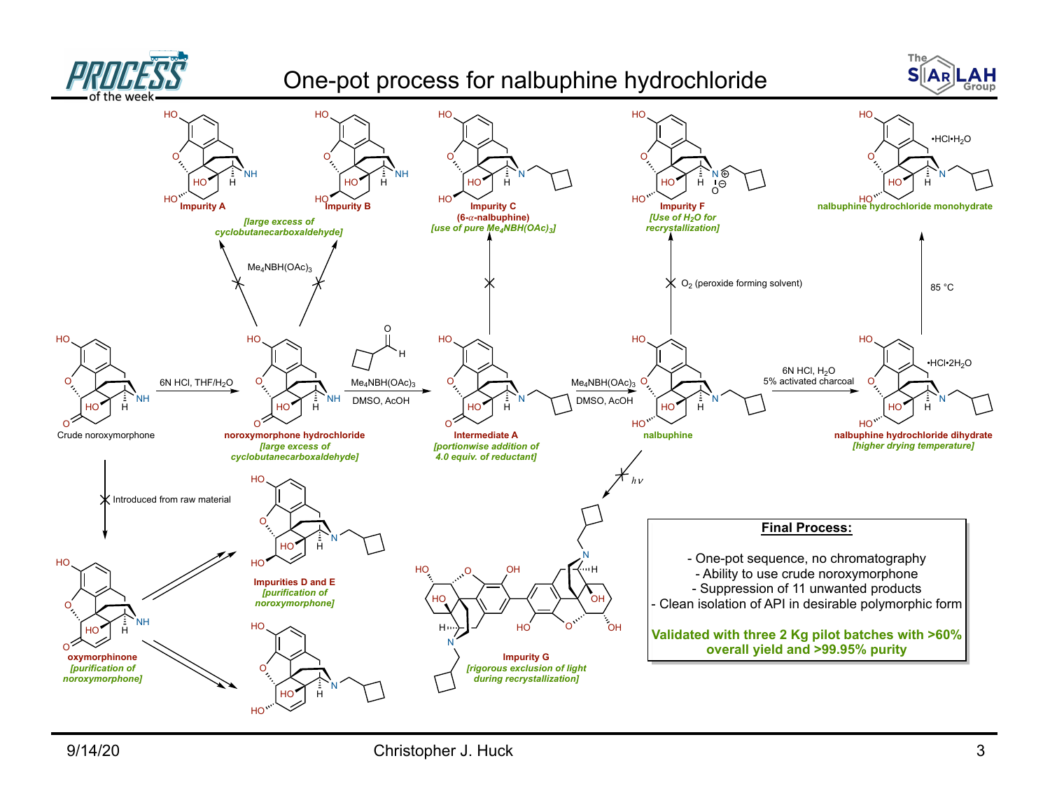# One-pot process for nalbuphine hydrochloride

Crude noroxymorphone

6N HCl, THF/$H_2O$

noroxymorphone hydrochloride
*[large excess of cyclobutanecarboxaldehyde]*

$Me_4NBH(OAc)_3$
DMSO, AcOH

Intermediate A
*[portionwise addition of 4.0 equiv. of reductant]*

$Me_4NBH(OAc)_3$
DMSO, AcOH

nalbuphine

6N HCl, $H_2O$
5% activated charcoal

nalbuphine hydrochloride dihydrate
*[higher drying temperature]*

85 °C

•HCl•$H_2O$
nalbuphine hydrochloride monohydrate

•HCl•$2H_2O$

$Me_4NBH(OAc)_3$

Impurity A

Impurity B

*[large excess of cyclobutanecarboxaldehyde]*

Impurity C
(6-α-nalbuphine)
*[use of pure $Me_4NBH(OAc)_3$]*

$O_2$ (peroxide forming solvent)

Impurity F
*[Use of $H_2O$ for recrystallization]*

Introduced from raw material

oxymorphinone
*[purification of noroxymorphone]*

Impurities D and E
*[purification of noroxymorphone]*

hν

Impurity G
*[rigorous exclusion of light during recrystallization]*

**Final Process:**

- One-pot sequence, no chromatography
- Ability to use crude noroxymorphone
- Suppression of 11 unwanted products
- Clean isolation of API in desirable polymorphic form

**Validated with three 2 Kg pilot batches with >60% overall yield and >99.95% purity**

9/14/20

Christopher J. Huck